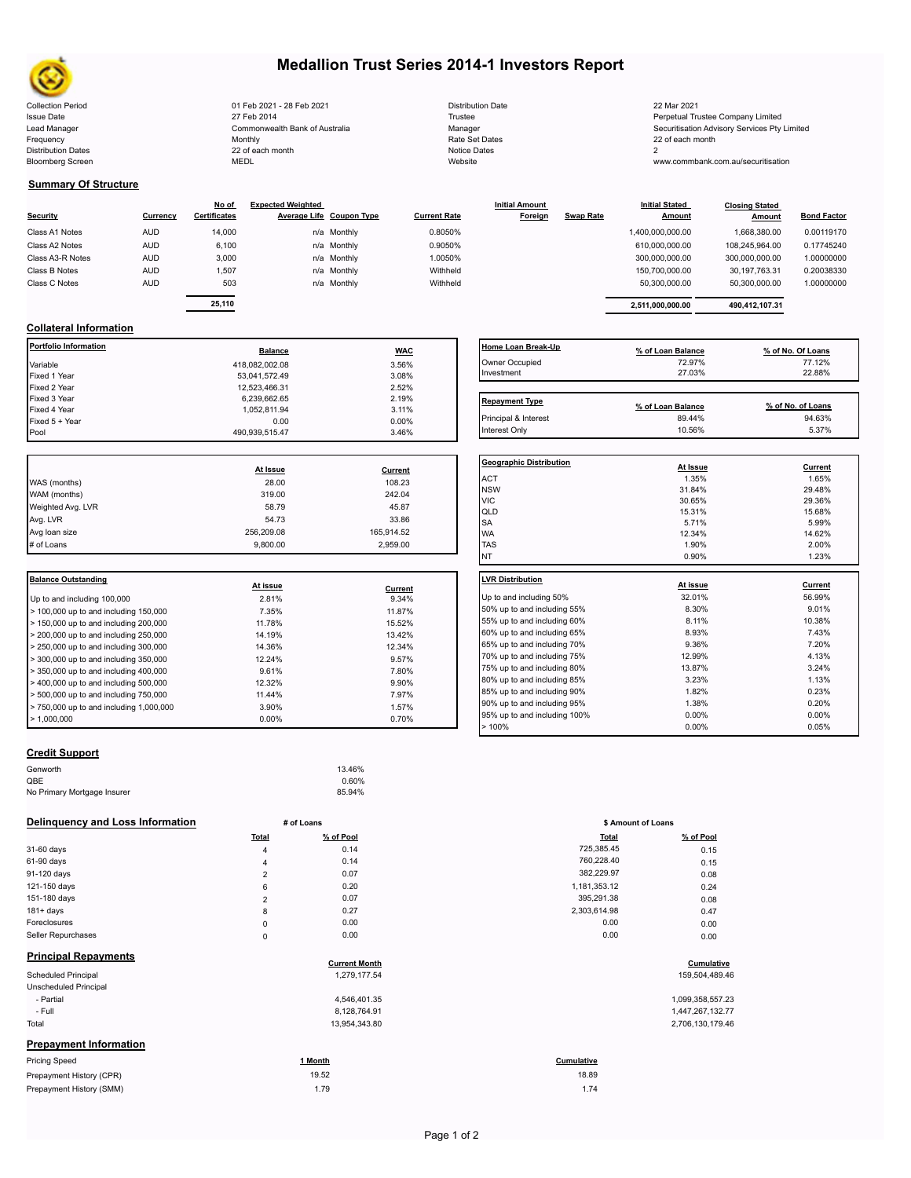# Medallion Trust Series 2014-1 Investors Report

| | | | |
|---|---|---|---|
| Collection Period | 01 Feb 2021 - 28 Feb 2021 | Distribution Date | 22 Mar 2021 |
| Issue Date | 27 Feb 2014 | Trustee | Perpetual Trustee Company Limited |
| Lead Manager | Commonwealth Bank of Australia | Manager | Securitisation Advisory Services Pty Limited |
| Frequency | Monthly | Rate Set Dates | 22 of each month |
| Distribution Dates | 22 of each month | Notice Dates | 2 |
| Bloomberg Screen | MEDL | Website | www.commbank.com.au/securitisation |

## Summary Of Structure

| Security | Currency | No of Certificates | Expected Weighted Average Life | Coupon Type | Current Rate | Initial Amount Foreign | Swap Rate | Initial Stated Amount | Closing Stated Amount | Bond Factor |
|---|---|---|---|---|---|---|---|---|---|---|
| Class A1 Notes | AUD | 14,000 | n/a | Monthly | 0.8050% | | | 1,400,000,000.00 | 1,668,380.00 | 0.00119170 |
| Class A2 Notes | AUD | 6,100 | n/a | Monthly | 0.9050% | | | 610,000,000.00 | 108,245,964.00 | 0.17745240 |
| Class A3-R Notes | AUD | 3,000 | n/a | Monthly | 1.0050% | | | 300,000,000.00 | 300,000,000.00 | 1.00000000 |
| Class B Notes | AUD | 1,507 | n/a | Monthly | Withheld | | | 150,700,000.00 | 30,197,763.31 | 0.20038330 |
| Class C Notes | AUD | 503 | n/a | Monthly | Withheld | | | 50,300,000.00 | 50,300,000.00 | 1.00000000 |
| | | 25,110 | | | | | | 2,511,000,000.00 | 490,412,107.31 | |

## Collateral Information

| Portfolio Information | Balance | WAC |
|---|---|---|
| Variable | 418,082,002.08 | 3.56% |
| Fixed 1 Year | 53,041,572.49 | 3.08% |
| Fixed 2 Year | 12,523,466.31 | 2.52% |
| Fixed 3 Year | 6,239,662.65 | 2.19% |
| Fixed 4 Year | 1,052,811.94 | 3.11% |
| Fixed 5 + Year | 0.00 | 0.00% |
| Pool | 490,939,515.47 | 3.46% |

| Home Loan Break-Up | % of Loan Balance | % of No. Of Loans |
|---|---|---|
| Owner Occupied | 72.97% | 77.12% |
| Investment | 27.03% | 22.88% |

| Repayment Type | % of Loan Balance | % of No. of Loans |
|---|---|---|
| Principal & Interest | 89.44% | 94.63% |
| Interest Only | 10.56% | 5.37% |

| | At Issue | Current |
|---|---|---|
| WAS (months) | 28.00 | 108.23 |
| WAM (months) | 319.00 | 242.04 |
| Weighted Avg. LVR | 58.79 | 45.87 |
| Avg. LVR | 54.73 | 33.86 |
| Avg loan size | 256,209.08 | 165,914.52 |
| # of Loans | 9,800.00 | 2,959.00 |

| Geographic Distribution | At Issue | Current |
|---|---|---|
| ACT | 1.35% | 1.65% |
| NSW | 31.84% | 29.48% |
| VIC | 30.65% | 29.36% |
| QLD | 15.31% | 15.68% |
| SA | 5.71% | 5.99% |
| WA | 12.34% | 14.62% |
| TAS | 1.90% | 2.00% |
| NT | 0.90% | 1.23% |

| Balance Outstanding | At issue | Current |
|---|---|---|
| Up to and including 100,000 | 2.81% | 9.34% |
| > 100,000 up to and including 150,000 | 7.35% | 11.87% |
| > 150,000 up to and including 200,000 | 11.78% | 15.52% |
| > 200,000 up to and including 250,000 | 14.19% | 13.42% |
| > 250,000 up to and including 300,000 | 14.36% | 12.34% |
| > 300,000 up to and including 350,000 | 12.24% | 9.57% |
| > 350,000 up to and including 400,000 | 9.61% | 7.80% |
| > 400,000 up to and including 500,000 | 12.32% | 9.90% |
| > 500,000 up to and including 750,000 | 11.44% | 7.97% |
| > 750,000 up to and including 1,000,000 | 3.90% | 1.57% |
| > 1,000,000 | 0.00% | 0.70% |

| LVR Distribution | At issue | Current |
|---|---|---|
| Up to and including 50% | 32.01% | 56.99% |
| 50% up to and including 55% | 8.30% | 9.01% |
| 55% up to and including 60% | 8.11% | 10.38% |
| 60% up to and including 65% | 8.93% | 7.43% |
| 65% up to and including 70% | 9.36% | 7.20% |
| 70% up to and including 75% | 12.99% | 4.13% |
| 75% up to and including 80% | 13.87% | 3.24% |
| 80% up to and including 85% | 3.23% | 1.13% |
| 85% up to and including 90% | 1.82% | 0.23% |
| 90% up to and including 95% | 1.38% | 0.20% |
| 95% up to and including 100% | 0.00% | 0.00% |
| > 100% | 0.00% | 0.05% |

## Credit Support

| | |
|---|---|
| Genworth | 13.46% |
| QBE | 0.60% |
| No Primary Mortgage Insurer | 85.94% |

## Delinquency and Loss Information

| | # of Loans Total | # of Loans % of Pool | $ Amount of Loans Total | $ Amount of Loans % of Pool |
|---|---|---|---|---|
| 31-60 days | 4 | 0.14 | 725,385.45 | 0.15 |
| 61-90 days | 4 | 0.14 | 760,228.40 | 0.15 |
| 91-120 days | 2 | 0.07 | 382,229.97 | 0.08 |
| 121-150 days | 6 | 0.20 | 1,181,353.12 | 0.24 |
| 151-180 days | 2 | 0.07 | 395,291.38 | 0.08 |
| 181+ days | 8 | 0.27 | 2,303,614.98 | 0.47 |
| Foreclosures | 0 | 0.00 | 0.00 | 0.00 |
| Seller Repurchases | 0 | 0.00 | 0.00 | 0.00 |

## Principal Repayments

| | Current Month | Cumulative |
|---|---|---|
| Scheduled Principal | 1,279,177.54 | 159,504,489.46 |
| Unscheduled Principal | | |
| - Partial | 4,546,401.35 | 1,099,358,557.23 |
| - Full | 8,128,764.91 | 1,447,267,132.77 |
| Total | 13,954,343.80 | 2,706,130,179.46 |

## Prepayment Information

| Pricing Speed | 1 Month | Cumulative |
|---|---|---|
| Prepayment History (CPR) | 19.52 | 18.89 |
| Prepayment History (SMM) | 1.79 | 1.74 |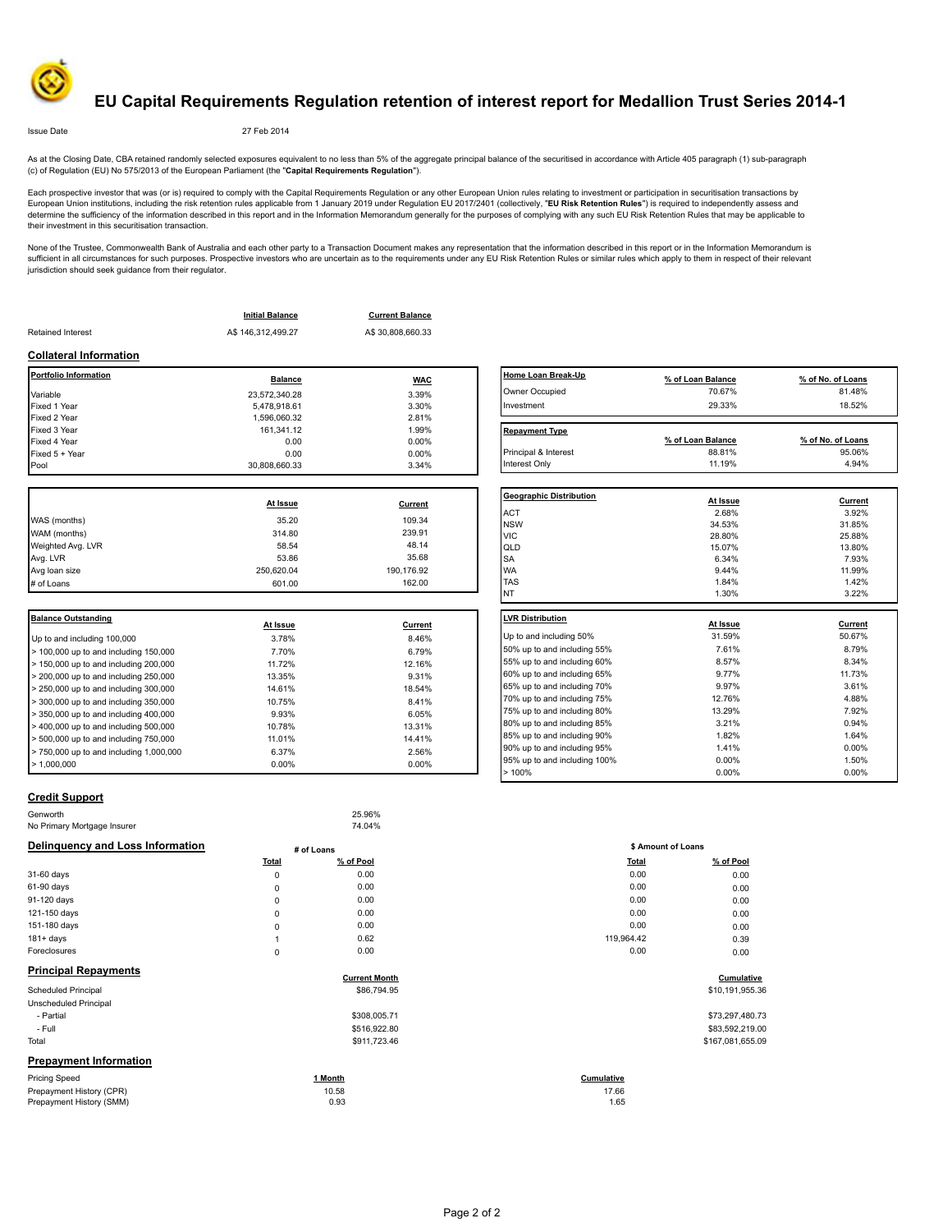# EU Capital Requirements Regulation retention of interest report for Medallion Trust Series 2014-1

Issue Date 27 Feb 2014

As at the Closing Date, CBA retained randomly selected exposures equivalent to no less than 5% of the aggregate principal balance of the securitised in accordance with Article 405 paragraph (1) sub-paragraph (c) of Regulation (EU) No 575/2013 of the European Parliament (the "**Capital Requirements Regulation**").

Each prospective investor that was (or is) required to comply with the Capital Requirements Regulation or any other European Union rules relating to investment or participation in securitisation transactions by European Union institutions, including the risk retention rules applicable from 1 January 2019 under Regulation EU 2017/2401 (collectively, "**EU Risk Retention Rules**") is required to independently assess and determine the sufficiency of the information described in this report and in the Information Memorandum generally for the purposes of complying with any such EU Risk Retention Rules that may be applicable to their investment in this securitisation transaction.

None of the Trustee, Commonwealth Bank of Australia and each other party to a Transaction Document makes any representation that the information described in this report or in the Information Memorandum is sufficient in all circumstances for such purposes. Prospective investors who are uncertain as to the requirements under any EU Risk Retention Rules or similar rules which apply to them in respect of their relevant jurisdiction should seek guidance from their regulator.

| | Initial Balance | Current Balance |
|---|---|---|
| Retained Interest | A$ 146,312,499.27 | A$ 30,808,660.33 |

## Collateral Information

| Portfolio Information | Balance | WAC |
|---|---|---|
| Variable | 23,572,340.28 | 3.39% |
| Fixed 1 Year | 5,478,918.61 | 3.30% |
| Fixed 2 Year | 1,596,060.32 | 2.81% |
| Fixed 3 Year | 161,341.12 | 1.99% |
| Fixed 4 Year | 0.00 | 0.00% |
| Fixed 5 + Year | 0.00 | 0.00% |
| Pool | 30,808,660.33 | 3.34% |

| | At Issue | Current |
|---|---|---|
| WAS (months) | 35.20 | 109.34 |
| WAM (months) | 314.80 | 239.91 |
| Weighted Avg. LVR | 58.54 | 48.14 |
| Avg. LVR | 53.86 | 35.68 |
| Avg loan size | 250,620.04 | 190,176.92 |
| # of Loans | 601.00 | 162.00 |

| Balance Outstanding | At Issue | Current |
|---|---|---|
| Up to and including 100,000 | 3.78% | 8.46% |
| > 100,000 up to and including 150,000 | 7.70% | 6.79% |
| > 150,000 up to and including 200,000 | 11.72% | 12.16% |
| > 200,000 up to and including 250,000 | 13.35% | 9.31% |
| > 250,000 up to and including 300,000 | 14.61% | 18.54% |
| > 300,000 up to and including 350,000 | 10.75% | 8.41% |
| > 350,000 up to and including 400,000 | 9.93% | 6.05% |
| > 400,000 up to and including 500,000 | 10.78% | 13.31% |
| > 500,000 up to and including 750,000 | 11.01% | 14.41% |
| > 750,000 up to and including 1,000,000 | 6.37% | 2.56% |
| > 1,000,000 | 0.00% | 0.00% |

| Home Loan Break-Up | % of Loan Balance | % of No. of Loans |
|---|---|---|
| Owner Occupied | 70.67% | 81.48% |
| Investment | 29.33% | 18.52% |

| Repayment Type | % of Loan Balance | % of No. of Loans |
|---|---|---|
| Principal & Interest | 88.81% | 95.06% |
| Interest Only | 11.19% | 4.94% |

| Geographic Distribution | At Issue | Current |
|---|---|---|
| ACT | 2.68% | 3.92% |
| NSW | 34.53% | 31.85% |
| VIC | 28.80% | 25.88% |
| QLD | 15.07% | 13.80% |
| SA | 6.34% | 7.93% |
| WA | 9.44% | 11.99% |
| TAS | 1.84% | 1.42% |
| NT | 1.30% | 3.22% |

| LVR Distribution | At Issue | Current |
|---|---|---|
| Up to and including 50% | 31.59% | 50.67% |
| 50% up to and including 55% | 7.61% | 8.79% |
| 55% up to and including 60% | 8.57% | 8.34% |
| 60% up to and including 65% | 9.77% | 11.73% |
| 65% up to and including 70% | 9.97% | 3.61% |
| 70% up to and including 75% | 12.76% | 4.88% |
| 75% up to and including 80% | 13.29% | 7.92% |
| 80% up to and including 85% | 3.21% | 0.94% |
| 85% up to and including 90% | 1.82% | 1.64% |
| 90% up to and including 95% | 1.41% | 0.00% |
| 95% up to and including 100% | 0.00% | 1.50% |
| > 100% | 0.00% | 0.00% |

## Credit Support

| | |
|---|---|
| Genworth | 25.96% |
| No Primary Mortgage Insurer | 74.04% |

## Delinquency and Loss Information

| | # of Loans | | $ Amount of Loans | |
|---|---|---|---|---|
| | Total | % of Pool | Total | % of Pool |
| 31-60 days | 0 | 0.00 | 0.00 | 0.00 |
| 61-90 days | 0 | 0.00 | 0.00 | 0.00 |
| 91-120 days | 0 | 0.00 | 0.00 | 0.00 |
| 121-150 days | 0 | 0.00 | 0.00 | 0.00 |
| 151-180 days | 0 | 0.00 | 0.00 | 0.00 |
| 181+ days | 1 | 0.62 | 119,964.42 | 0.39 |
| Foreclosures | 0 | 0.00 | 0.00 | 0.00 |

## Principal Repayments

| | Current Month | Cumulative |
|---|---|---|
| Scheduled Principal | $86,794.95 | $10,191,955.36 |
| Unscheduled Principal | | |
| - Partial | $308,005.71 | $73,297,480.73 |
| - Full | $516,922.80 | $83,592,219.00 |
| Total | $911,723.46 | $167,081,655.09 |

## Prepayment Information

| Pricing Speed | 1 Month | Cumulative |
|---|---|---|
| Prepayment History (CPR) | 10.58 | 17.66 |
| Prepayment History (SMM) | 0.93 | 1.65 |